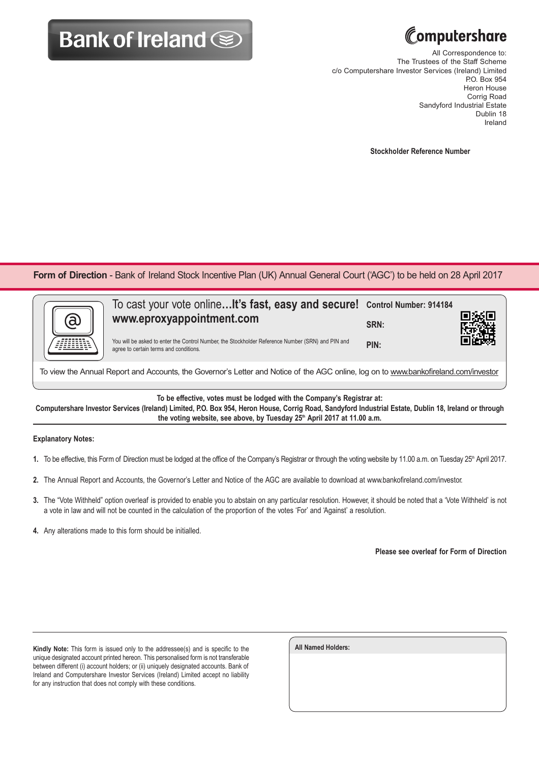Bank of Ireland

Computershare

All Correspondence to:
The Trustees of the Staff Scheme
c/o Computershare Investor Services (Ireland) Limited
P.O. Box 954
Heron House
Corrig Road
Sandyford Industrial Estate
Dublin 18
Ireland

**Stockholder Reference Number**

## **Form of Direction** - Bank of Ireland Stock Incentive Plan (UK) Annual General Court ('AGC') to be held on 28 April 2017

To cast your vote online...**It's fast, easy and secure!**
**www.eproxyappointment.com**

You will be asked to enter the Control Number, the Stockholder Reference Number (SRN) and PIN and agree to certain terms and conditions.

**Control Number: 914184**

**SRN:**

**PIN:**

To view the Annual Report and Accounts, the Governor's Letter and Notice of the AGC online, log on to www.bankofireland.com/investor

**To be effective, votes must be lodged with the Company's Registrar at:**
**Computershare Investor Services (Ireland) Limited, P.O. Box 954, Heron House, Corrig Road, Sandyford Industrial Estate, Dublin 18, Ireland or through the voting website, see above, by Tuesday 25th April 2017 at 11.00 a.m.**

**Explanatory Notes:**

1. To be effective, this Form of Direction must be lodged at the office of the Company's Registrar or through the voting website by 11.00 a.m. on Tuesday 25th April 2017.
2. The Annual Report and Accounts, the Governor's Letter and Notice of the AGC are available to download at www.bankofireland.com/investor.
3. The "Vote Withheld" option overleaf is provided to enable you to abstain on any particular resolution. However, it should be noted that a 'Vote Withheld' is not a vote in law and will not be counted in the calculation of the proportion of the votes 'For' and 'Against' a resolution.
4. Any alterations made to this form should be initialled.

**Please see overleaf for Form of Direction**

**Kindly Note:** This form is issued only to the addressee(s) and is specific to the unique designated account printed hereon. This personalised form is not transferable between different (i) account holders; or (ii) uniquely designated accounts. Bank of Ireland and Computershare Investor Services (Ireland) Limited accept no liability for any instruction that does not comply with these conditions.

**All Named Holders:**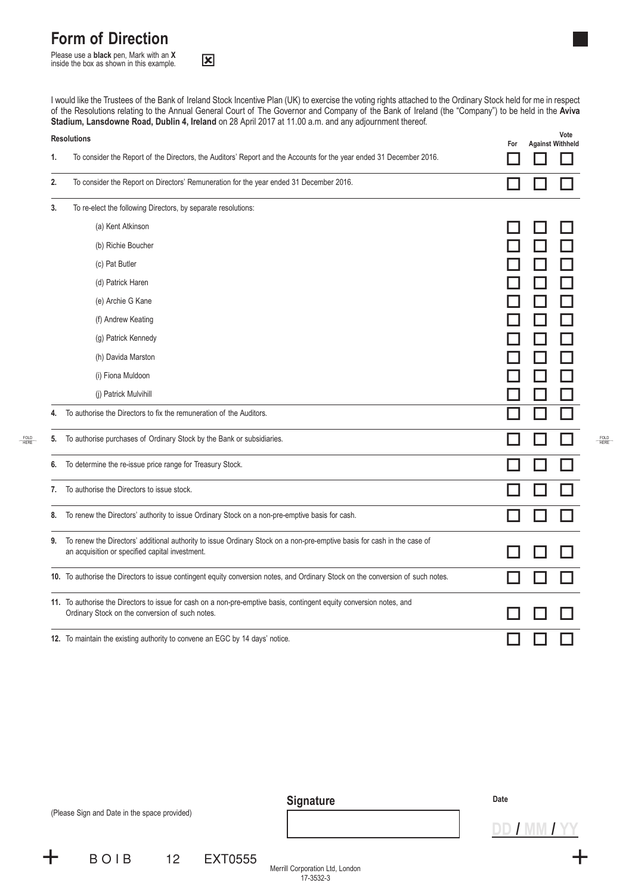# Form of Direction

Please use a **black** pen, Mark with an **X** inside the box as shown in this example. ☒

I would like the Trustees of the Bank of Ireland Stock Incentive Plan (UK) to exercise the voting rights attached to the Ordinary Stock held for me in respect of the Resolutions relating to the Annual General Court of The Governor and Company of the Bank of Ireland (the "Company") to be held in the **Aviva Stadium, Lansdowne Road, Dublin 4, Ireland** on 28 April 2017 at 11.00 a.m. and any adjournment thereof.

| | Resolutions | For | Against | Vote Withheld |
|---|---|---|---|---|
| 1. | To consider the Report of the Directors, the Auditors' Report and the Accounts for the year ended 31 December 2016. | ☐ | ☐ | ☐ |
| 2. | To consider the Report on Directors' Remuneration for the year ended 31 December 2016. | ☐ | ☐ | ☐ |
| 3. | To re-elect the following Directors, by separate resolutions: | | | |
| | (a) Kent Atkinson | ☐ | ☐ | ☐ |
| | (b) Richie Boucher | ☐ | ☐ | ☐ |
| | (c) Pat Butler | ☐ | ☐ | ☐ |
| | (d) Patrick Haren | ☐ | ☐ | ☐ |
| | (e) Archie G Kane | ☐ | ☐ | ☐ |
| | (f) Andrew Keating | ☐ | ☐ | ☐ |
| | (g) Patrick Kennedy | ☐ | ☐ | ☐ |
| | (h) Davida Marston | ☐ | ☐ | ☐ |
| | (i) Fiona Muldoon | ☐ | ☐ | ☐ |
| | (j) Patrick Mulvihill | ☐ | ☐ | ☐ |
| 4. | To authorise the Directors to fix the remuneration of the Auditors. | ☐ | ☐ | ☐ |
| 5. | To authorise purchases of Ordinary Stock by the Bank or subsidiaries. | ☐ | ☐ | ☐ |
| 6. | To determine the re-issue price range for Treasury Stock. | ☐ | ☐ | ☐ |
| 7. | To authorise the Directors to issue stock. | ☐ | ☐ | ☐ |
| 8. | To renew the Directors' authority to issue Ordinary Stock on a non-pre-emptive basis for cash. | ☐ | ☐ | ☐ |
| 9. | To renew the Directors' additional authority to issue Ordinary Stock on a non-pre-emptive basis for cash in the case of an acquisition or specified capital investment. | ☐ | ☐ | ☐ |
| 10. | To authorise the Directors to issue contingent equity conversion notes, and Ordinary Stock on the conversion of such notes. | ☐ | ☐ | ☐ |
| 11. | To authorise the Directors to issue for cash on a non-pre-emptive basis, contingent equity conversion notes, and Ordinary Stock on the conversion of such notes. | ☐ | ☐ | ☐ |
| 12. | To maintain the existing authority to convene an EGC by 14 days' notice. | ☐ | ☐ | ☐ |

(Please Sign and Date in the space provided)

**Signature**

Date

DD / MM / YY

B O I B 12 EXT0555

Merrill Corporation Ltd, London
17-3532-3